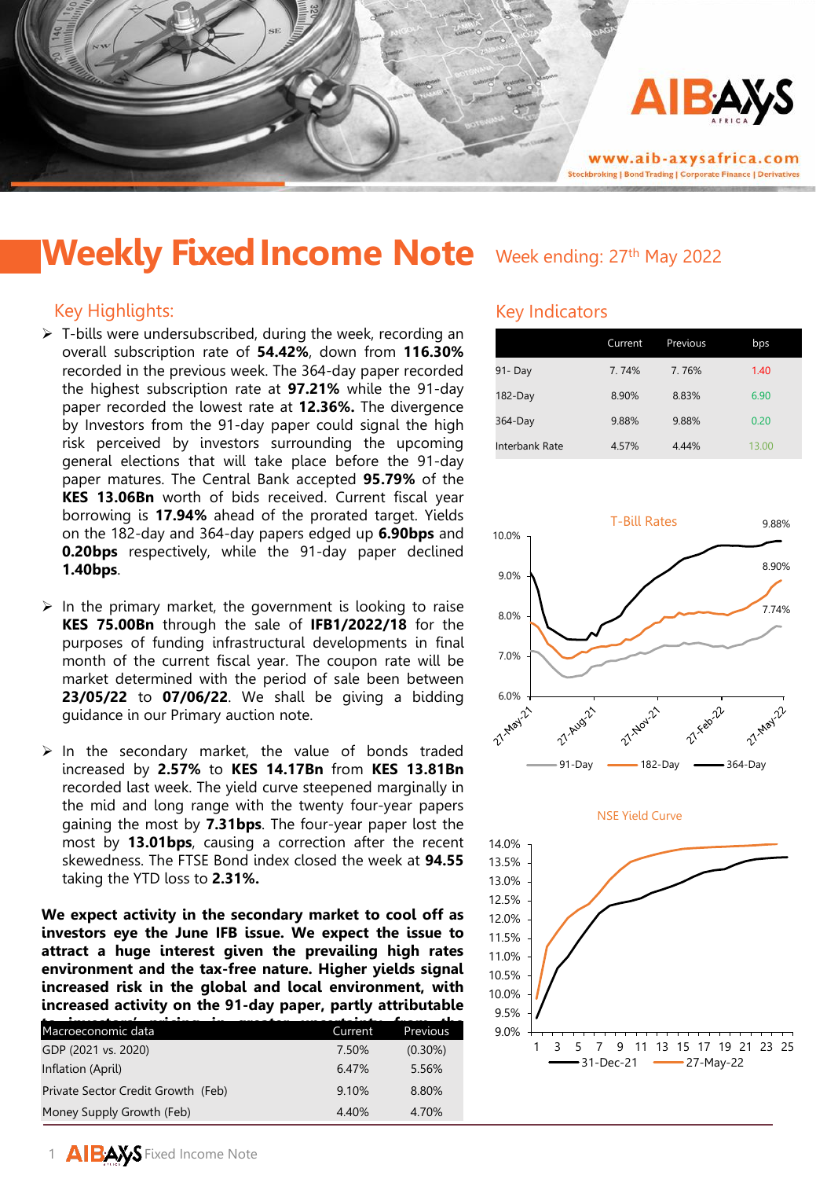# Weekly Fixed Income Note

Week ending: 27th May 2022

## Key Highlights:

- T-bills were undersubscribed, during the week, recording an overall subscription rate of **54.42%**, down from **116.30%** recorded in the previous week. The 364-day paper recorded the highest subscription rate at **97.21%** while the 91-day paper recorded the lowest rate at **12.36%.** The divergence by Investors from the 91-day paper could signal the high risk perceived by investors surrounding the upcoming general elections that will take place before the 91-day paper matures. The Central Bank accepted **95.79%** of the **KES 13.06Bn** worth of bids received. Current fiscal year borrowing is **17.94%** ahead of the prorated target. Yields on the 182-day and 364-day papers edged up **6.90bps** and **0.20bps** respectively, while the 91-day paper declined **1.40bps**.

- In the primary market, the government is looking to raise **KES 75.00Bn** through the sale of **IFB1/2022/18** for the purposes of funding infrastructural developments in final month of the current fiscal year. The coupon rate will be market determined with the period of sale been between **23/05/22** to **07/06/22**. We shall be giving a bidding guidance in our Primary auction note.

- In the secondary market, the value of bonds traded increased by **2.57%** to **KES 14.17Bn** from **KES 13.81Bn** recorded last week. The yield curve steepened marginally in the mid and long range with the twenty four-year papers gaining the most by **7.31bps**. The four-year paper lost the most by **13.01bps**, causing a correction after the recent skewedness. The FTSE Bond index closed the week at **94.55** taking the YTD loss to **2.31%.**

**We expect activity in the secondary market to cool off as investors eye the June IFB issue. We expect the issue to attract a huge interest given the prevailing high rates environment and the tax-free nature. Higher yields signal increased risk in the global and local environment, with increased activity on the 91-day paper, partly attributable to investors' pricing in greater uncertainty from the**

| Macroeconomic data | Current | Previous |
|---|---|---|
| GDP (2021 vs. 2020) | 7.50% | (0.30%) |
| Inflation (April) | 6.47% | 5.56% |
| Private Sector Credit Growth (Feb) | 9.10% | 8.80% |
| Money Supply Growth (Feb) | 4.40% | 4.70% |

## Key Indicators

| | Current | Previous | bps |
|---|---|---|---|
| 91- Day | 7. 74% | 7. 76% | 1.40 |
| 182-Day | 8.90% | 8.83% | 6.90 |
| 364-Day | 9.88% | 9.88% | 0.20 |
| Interbank Rate | 4.57% | 4.44% | 13.00 |

T-Bill Rates

NSE Yield Curve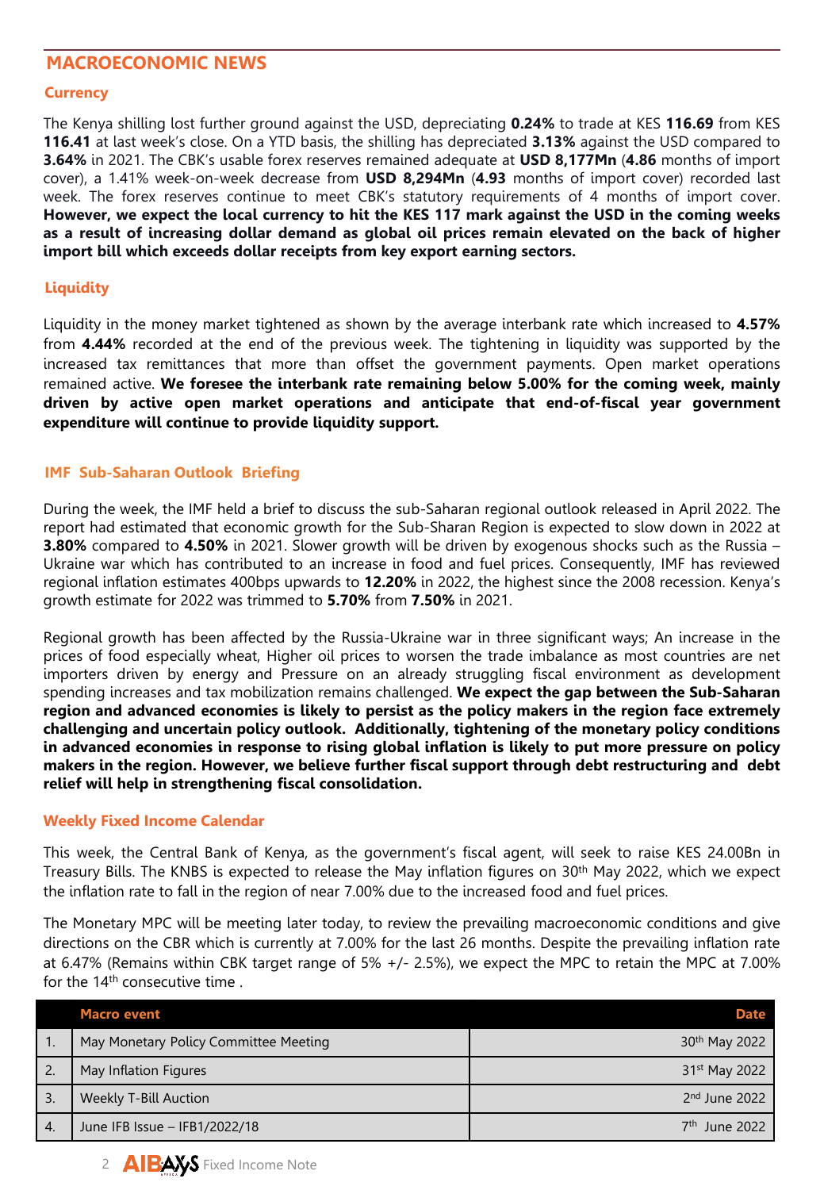## MACROECONOMIC NEWS

### Currency

The Kenya shilling lost further ground against the USD, depreciating **0.24%** to trade at KES **116.69** from KES **116.41** at last week's close. On a YTD basis, the shilling has depreciated **3.13%** against the USD compared to **3.64%** in 2021. The CBK's usable forex reserves remained adequate at **USD 8,177Mn** (**4.86** months of import cover), a 1.41% week-on-week decrease from **USD 8,294Mn** (**4.93** months of import cover) recorded last week. The forex reserves continue to meet CBK's statutory requirements of 4 months of import cover. **However, we expect the local currency to hit the KES 117 mark against the USD in the coming weeks as a result of increasing dollar demand as global oil prices remain elevated on the back of higher import bill which exceeds dollar receipts from key export earning sectors.**

### Liquidity

Liquidity in the money market tightened as shown by the average interbank rate which increased to **4.57%** from **4.44%** recorded at the end of the previous week. The tightening in liquidity was supported by the increased tax remittances that more than offset the government payments. Open market operations remained active. **We foresee the interbank rate remaining below 5.00% for the coming week, mainly driven by active open market operations and anticipate that end-of-fiscal year government expenditure will continue to provide liquidity support.**

### IMF Sub-Saharan Outlook Briefing

During the week, the IMF held a brief to discuss the sub-Saharan regional outlook released in April 2022. The report had estimated that economic growth for the Sub-Sharan Region is expected to slow down in 2022 at **3.80%** compared to **4.50%** in 2021. Slower growth will be driven by exogenous shocks such as the Russia – Ukraine war which has contributed to an increase in food and fuel prices. Consequently, IMF has reviewed regional inflation estimates 400bps upwards to **12.20%** in 2022, the highest since the 2008 recession. Kenya's growth estimate for 2022 was trimmed to **5.70%** from **7.50%** in 2021.

Regional growth has been affected by the Russia-Ukraine war in three significant ways; An increase in the prices of food especially wheat, Higher oil prices to worsen the trade imbalance as most countries are net importers driven by energy and Pressure on an already struggling fiscal environment as development spending increases and tax mobilization remains challenged. **We expect the gap between the Sub-Saharan region and advanced economies is likely to persist as the policy makers in the region face extremely challenging and uncertain policy outlook. Additionally, tightening of the monetary policy conditions in advanced economies in response to rising global inflation is likely to put more pressure on policy makers in the region. However, we believe further fiscal support through debt restructuring and debt relief will help in strengthening fiscal consolidation.**

### Weekly Fixed Income Calendar

This week, the Central Bank of Kenya, as the government's fiscal agent, will seek to raise KES 24.00Bn in Treasury Bills. The KNBS is expected to release the May inflation figures on 30th May 2022, which we expect the inflation rate to fall in the region of near 7.00% due to the increased food and fuel prices.

The Monetary MPC will be meeting later today, to review the prevailing macroeconomic conditions and give directions on the CBR which is currently at 7.00% for the last 26 months. Despite the prevailing inflation rate at 6.47% (Remains within CBK target range of 5% +/- 2.5%), we expect the MPC to retain the MPC at 7.00% for the 14th consecutive time .

| | Macro event | Date |
|---|---|---|
| 1. | May Monetary Policy Committee Meeting | 30th May 2022 |
| 2. | May Inflation Figures | 31st May 2022 |
| 3. | Weekly T-Bill Auction | 2nd June 2022 |
| 4. | June IFB Issue – IFB1/2022/18 | 7th June 2022 |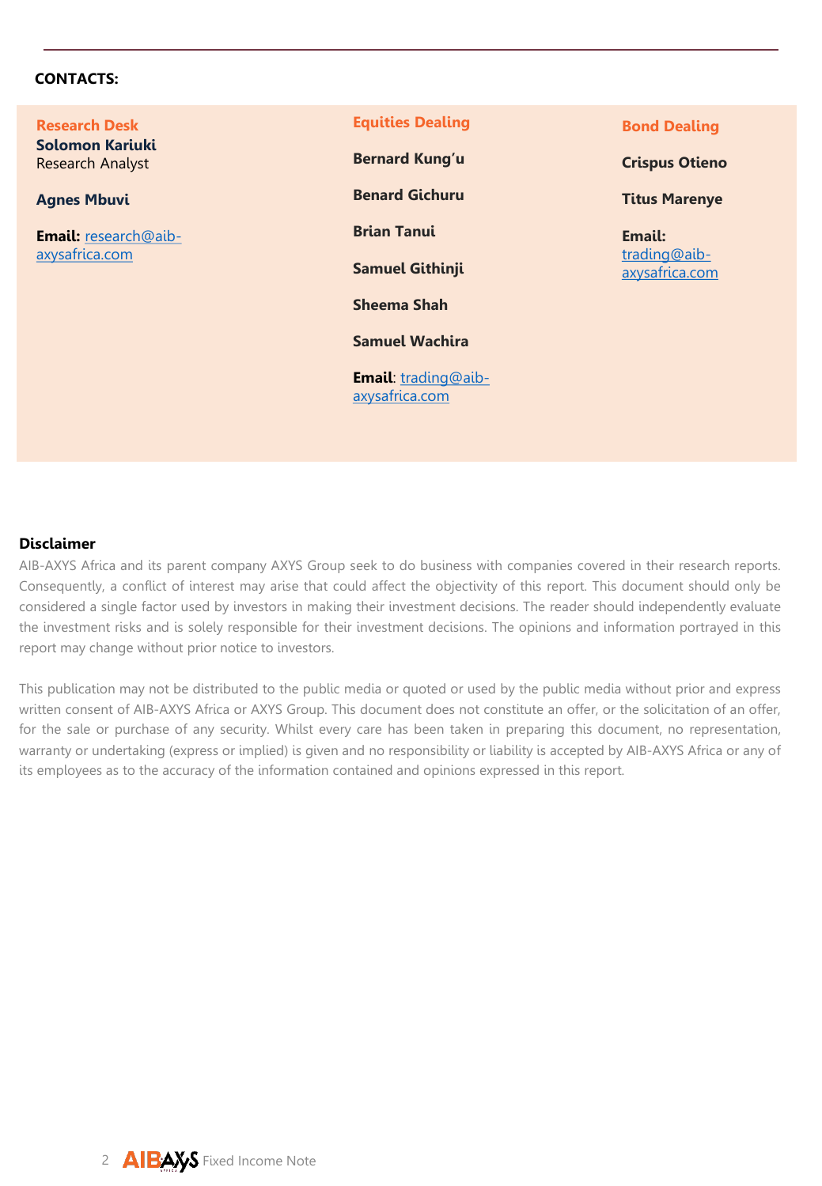**CONTACTS:**

**Research Desk**

**Solomon Kariuki**
Research Analyst

**Agnes Mbuvi**

**Email:** research@aib-axysafrica.com

**Equities Dealing**

**Bernard Kung'u**

**Benard Gichuru**

**Brian Tanui**

**Samuel Githinji**

**Sheema Shah**

**Samuel Wachira**

**Email**: trading@aib-axysafrica.com

**Bond Dealing**

**Crispus Otieno**

**Titus Marenye**

**Email:** trading@aib-axysafrica.com

**Disclaimer**

AIB-AXYS Africa and its parent company AXYS Group seek to do business with companies covered in their research reports. Consequently, a conflict of interest may arise that could affect the objectivity of this report. This document should only be considered a single factor used by investors in making their investment decisions. The reader should independently evaluate the investment risks and is solely responsible for their investment decisions. The opinions and information portrayed in this report may change without prior notice to investors.

This publication may not be distributed to the public media or quoted or used by the public media without prior and express written consent of AIB-AXYS Africa or AXYS Group. This document does not constitute an offer, or the solicitation of an offer, for the sale or purchase of any security. Whilst every care has been taken in preparing this document, no representation, warranty or undertaking (express or implied) is given and no responsibility or liability is accepted by AIB-AXYS Africa or any of its employees as to the accuracy of the information contained and opinions expressed in this report.